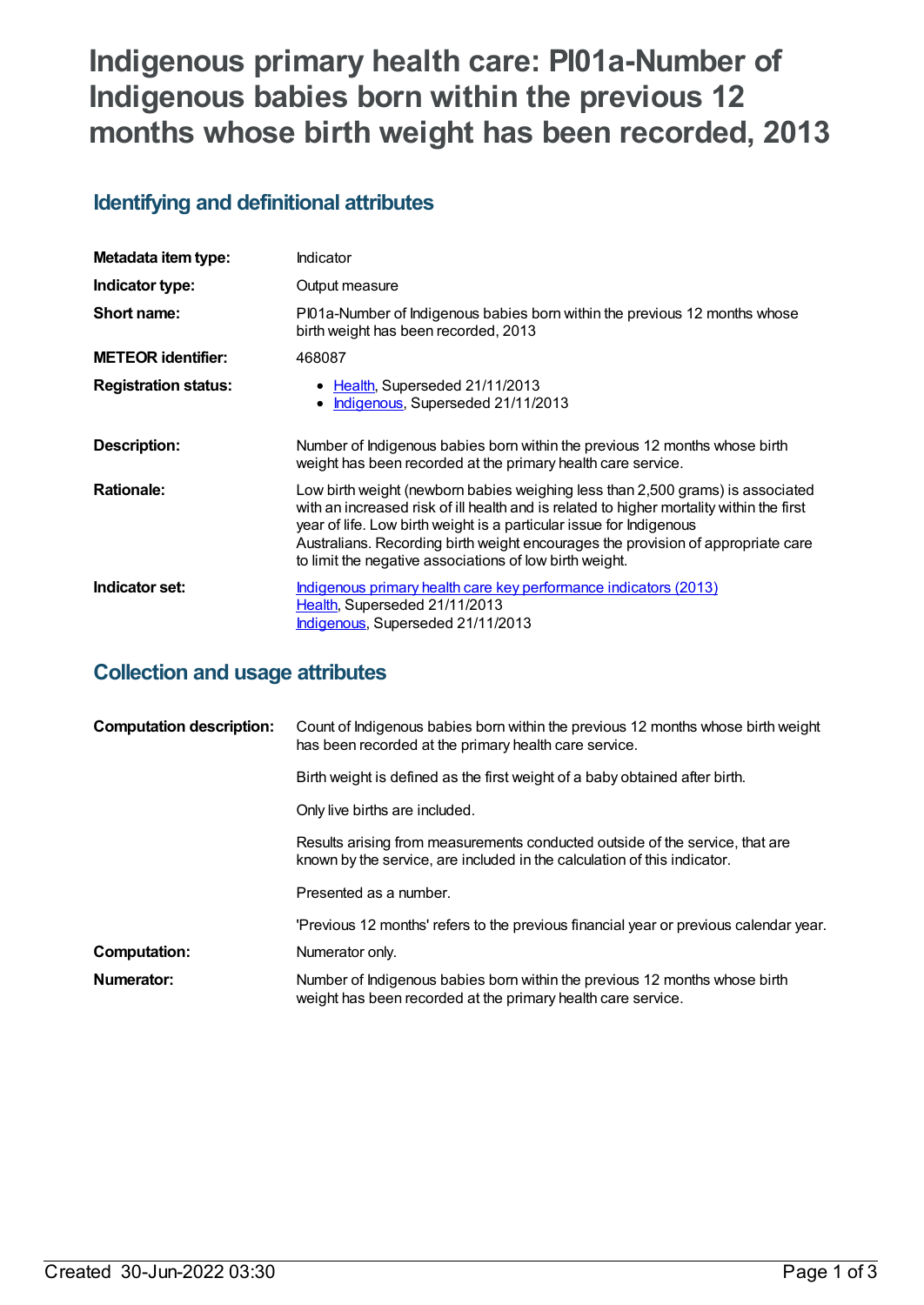# Indigenous primary health care: PI01a-Number of Indigenous babies born within the previous 12 months whose birth weight has been recorded, 2013

## Identifying and definitional attributes

| | |
|---|---|
| **Metadata item type:** | Indicator |
| **Indicator type:** | Output measure |
| **Short name:** | PI01a-Number of Indigenous babies born within the previous 12 months whose birth weight has been recorded, 2013 |
| **METEOR identifier:** | 468087 |
| **Registration status:** | • Health, Superseded 21/11/2013<br>• Indigenous, Superseded 21/11/2013 |
| **Description:** | Number of Indigenous babies born within the previous 12 months whose birth weight has been recorded at the primary health care service. |
| **Rationale:** | Low birth weight (newborn babies weighing less than 2,500 grams) is associated with an increased risk of ill health and is related to higher mortality within the first year of life. Low birth weight is a particular issue for Indigenous Australians. Recording birth weight encourages the provision of appropriate care to limit the negative associations of low birth weight. |
| **Indicator set:** | Indigenous primary health care key performance indicators (2013)<br>Health, Superseded 21/11/2013<br>Indigenous, Superseded 21/11/2013 |

## Collection and usage attributes

| | |
|---|---|
| **Computation description:** | Count of Indigenous babies born within the previous 12 months whose birth weight has been recorded at the primary health care service.<br><br>Birth weight is defined as the first weight of a baby obtained after birth.<br><br>Only live births are included.<br><br>Results arising from measurements conducted outside of the service, that are known by the service, are included in the calculation of this indicator.<br><br>Presented as a number.<br><br>'Previous 12 months' refers to the previous financial year or previous calendar year. |
| **Computation:** | Numerator only. |
| **Numerator:** | Number of Indigenous babies born within the previous 12 months whose birth weight has been recorded at the primary health care service. |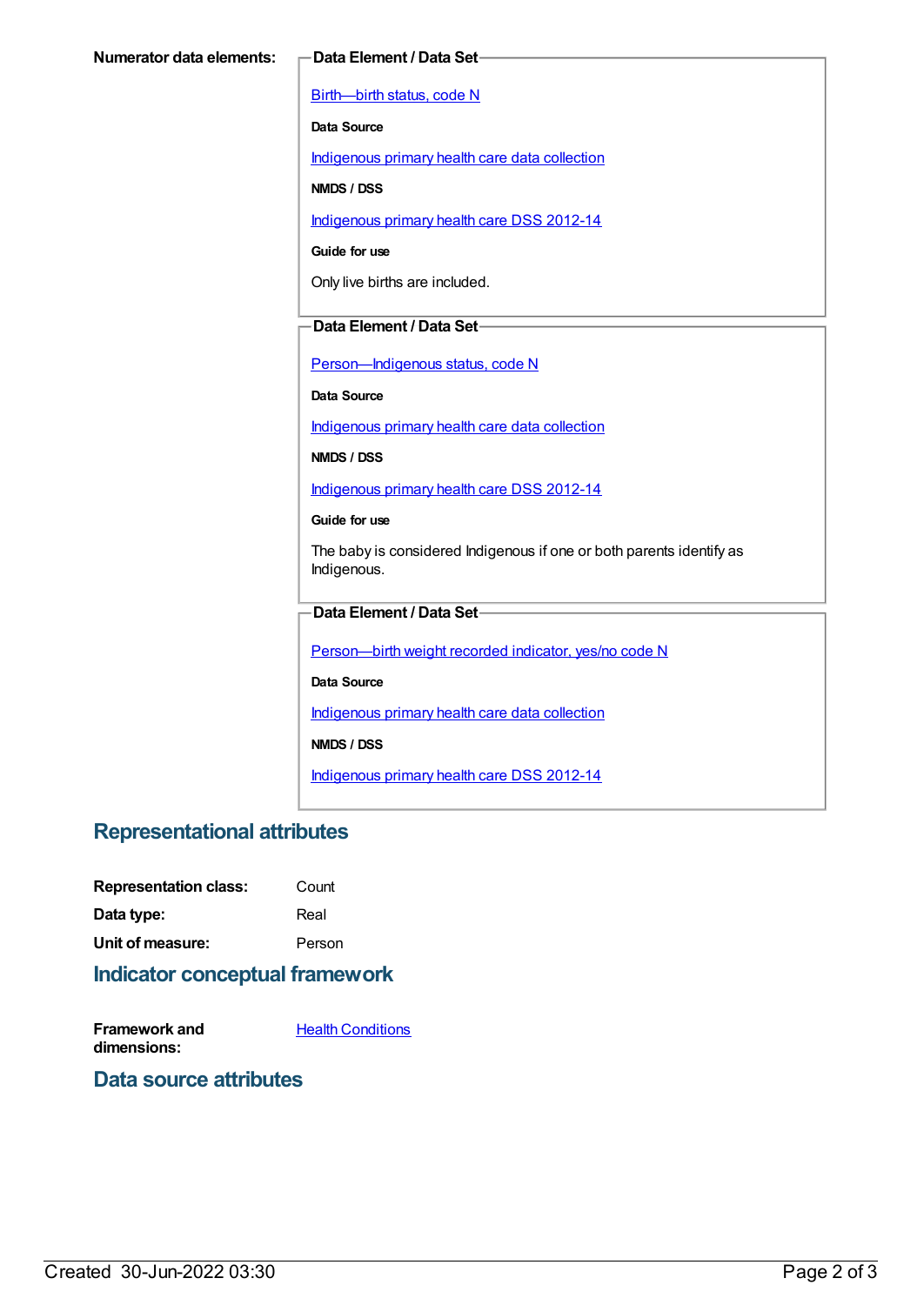**Numerator data elements:**

**Data Element / Data Set**

Birth—birth status, code N

**Data Source**

Indigenous primary health care data collection

**NMDS / DSS**

Indigenous primary health care DSS 2012-14

**Guide for use**

Only live births are included.

**Data Element / Data Set**

Person—Indigenous status, code N

**Data Source**

Indigenous primary health care data collection

**NMDS / DSS**

Indigenous primary health care DSS 2012-14

**Guide for use**

The baby is considered Indigenous if one or both parents identify as Indigenous.

**Data Element / Data Set**

Person—birth weight recorded indicator, yes/no code N

**Data Source**

Indigenous primary health care data collection

**NMDS / DSS**

Indigenous primary health care DSS 2012-14

## Representational attributes

**Representation class:** Count

**Data type:** Real

**Unit of measure:** Person

## Indicator conceptual framework

**Framework and dimensions:** Health Conditions

## Data source attributes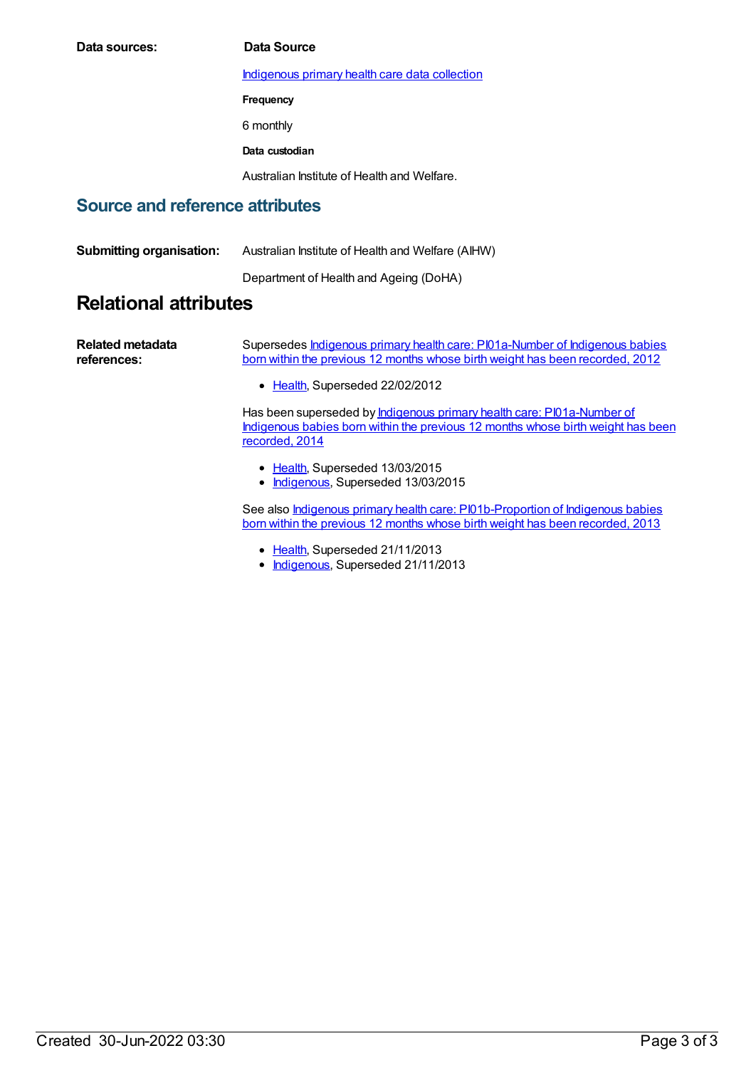**Data sources:**

**Data Source**

Indigenous primary health care data collection

**Frequency**

6 monthly

**Data custodian**

Australian Institute of Health and Welfare.

## Source and reference attributes

**Submitting organisation:**

Australian Institute of Health and Welfare (AIHW)

Department of Health and Ageing (DoHA)

# Relational attributes

**Related metadata references:**

Supersedes Indigenous primary health care: PI01a-Number of Indigenous babies born within the previous 12 months whose birth weight has been recorded, 2012

- Health, Superseded 22/02/2012

Has been superseded by Indigenous primary health care: PI01a-Number of Indigenous babies born within the previous 12 months whose birth weight has been recorded, 2014

- Health, Superseded 13/03/2015
- Indigenous, Superseded 13/03/2015

See also Indigenous primary health care: PI01b-Proportion of Indigenous babies born within the previous 12 months whose birth weight has been recorded, 2013

- Health, Superseded 21/11/2013
- Indigenous, Superseded 21/11/2013